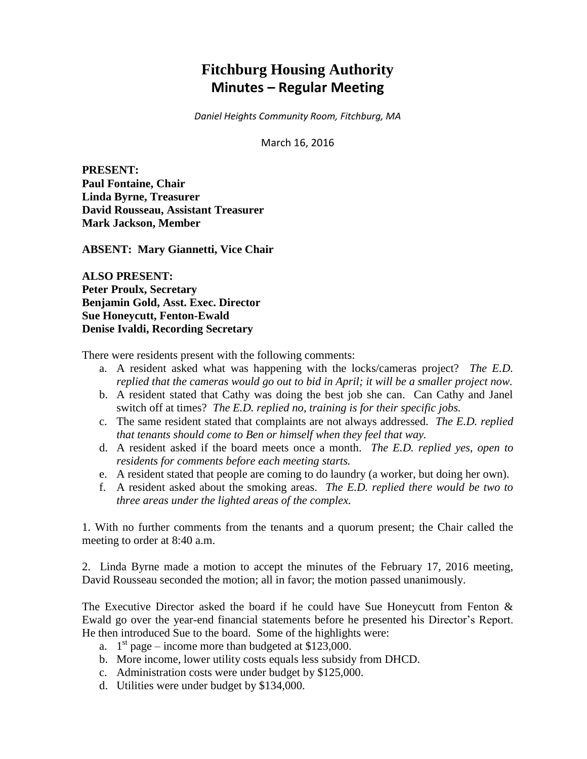# Fitchburg Housing Authority
## Minutes – Regular Meeting

*Daniel Heights Community Room, Fitchburg, MA*

March 16, 2016

**PRESENT:**
**Paul Fontaine, Chair**
**Linda Byrne, Treasurer**
**David Rousseau, Assistant Treasurer**
**Mark Jackson, Member**

**ABSENT: Mary Giannetti, Vice Chair**

**ALSO PRESENT:**
**Peter Proulx, Secretary**
**Benjamin Gold, Asst. Exec. Director**
**Sue Honeycutt, Fenton-Ewald**
**Denise Ivaldi, Recording Secretary**

There were residents present with the following comments:

a. A resident asked what was happening with the locks/cameras project? *The E.D. replied that the cameras would go out to bid in April; it will be a smaller project now.*
b. A resident stated that Cathy was doing the best job she can. Can Cathy and Janel switch off at times? *The E.D. replied no, training is for their specific jobs.*
c. The same resident stated that complaints are not always addressed. *The E.D. replied that tenants should come to Ben or himself when they feel that way.*
d. A resident asked if the board meets once a month. *The E.D. replied yes, open to residents for comments before each meeting starts.*
e. A resident stated that people are coming to do laundry (a worker, but doing her own).
f. A resident asked about the smoking areas. *The E.D. replied there would be two to three areas under the lighted areas of the complex.*

1. With no further comments from the tenants and a quorum present; the Chair called the meeting to order at 8:40 a.m.

2. Linda Byrne made a motion to accept the minutes of the February 17, 2016 meeting, David Rousseau seconded the motion; all in favor; the motion passed unanimously.

The Executive Director asked the board if he could have Sue Honeycutt from Fenton & Ewald go over the year-end financial statements before he presented his Director's Report. He then introduced Sue to the board. Some of the highlights were:

a. 1st page – income more than budgeted at $123,000.
b. More income, lower utility costs equals less subsidy from DHCD.
c. Administration costs were under budget by $125,000.
d. Utilities were under budget by $134,000.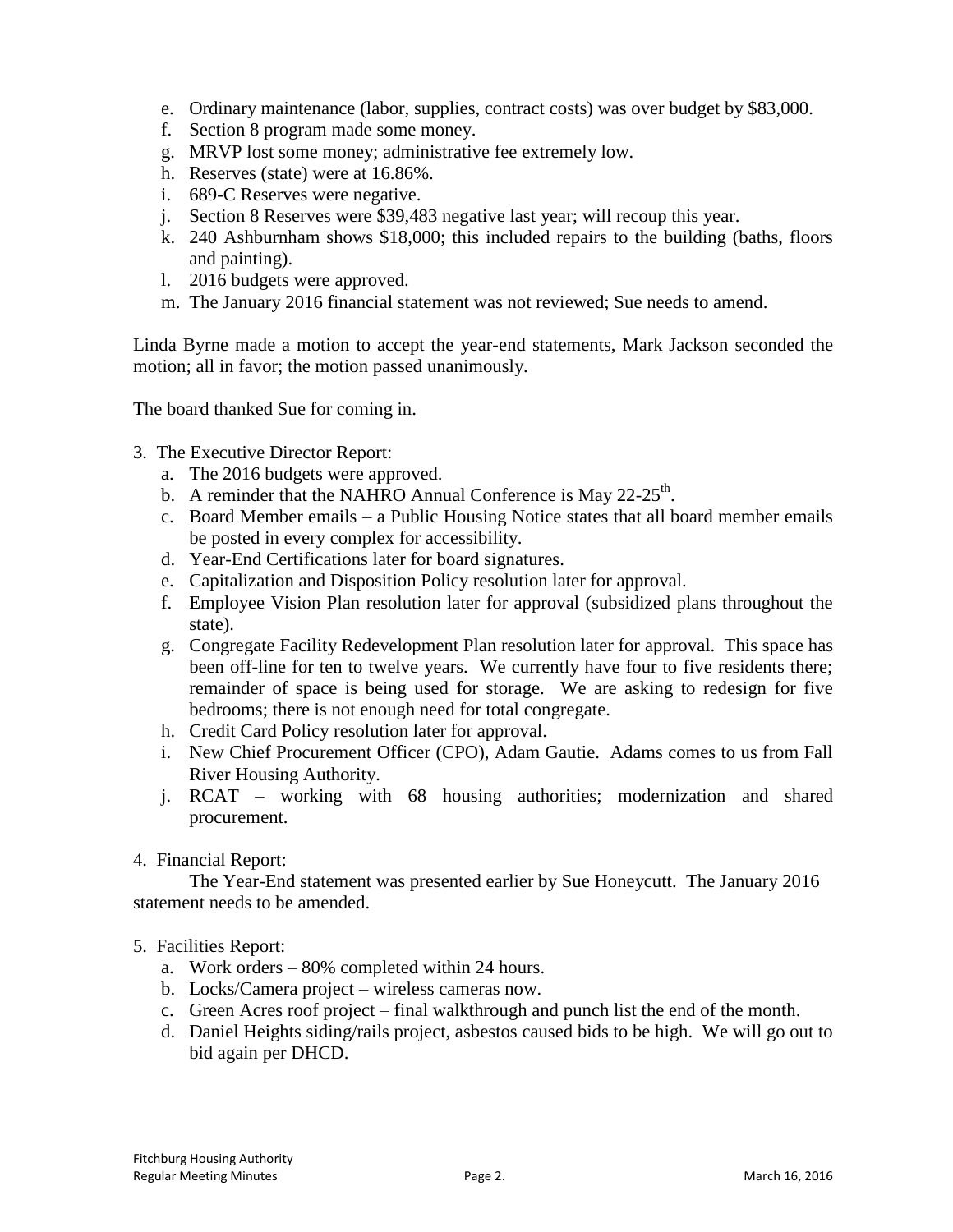e. Ordinary maintenance (labor, supplies, contract costs) was over budget by $83,000.
f. Section 8 program made some money.
g. MRVP lost some money; administrative fee extremely low.
h. Reserves (state) were at 16.86%.
i. 689-C Reserves were negative.
j. Section 8 Reserves were $39,483 negative last year; will recoup this year.
k. 240 Ashburnham shows $18,000; this included repairs to the building (baths, floors and painting).
l. 2016 budgets were approved.
m. The January 2016 financial statement was not reviewed; Sue needs to amend.

Linda Byrne made a motion to accept the year-end statements, Mark Jackson seconded the motion; all in favor; the motion passed unanimously.

The board thanked Sue for coming in.

3. The Executive Director Report:
   a. The 2016 budgets were approved.
   b. A reminder that the NAHRO Annual Conference is May 22-25th.
   c. Board Member emails – a Public Housing Notice states that all board member emails be posted in every complex for accessibility.
   d. Year-End Certifications later for board signatures.
   e. Capitalization and Disposition Policy resolution later for approval.
   f. Employee Vision Plan resolution later for approval (subsidized plans throughout the state).
   g. Congregate Facility Redevelopment Plan resolution later for approval. This space has been off-line for ten to twelve years. We currently have four to five residents there; remainder of space is being used for storage. We are asking to redesign for five bedrooms; there is not enough need for total congregate.
   h. Credit Card Policy resolution later for approval.
   i. New Chief Procurement Officer (CPO), Adam Gautie. Adams comes to us from Fall River Housing Authority.
   j. RCAT – working with 68 housing authorities; modernization and shared procurement.

4. Financial Report:

   The Year-End statement was presented earlier by Sue Honeycutt. The January 2016 statement needs to be amended.

5. Facilities Report:
   a. Work orders – 80% completed within 24 hours.
   b. Locks/Camera project – wireless cameras now.
   c. Green Acres roof project – final walkthrough and punch list the end of the month.
   d. Daniel Heights siding/rails project, asbestos caused bids to be high. We will go out to bid again per DHCD.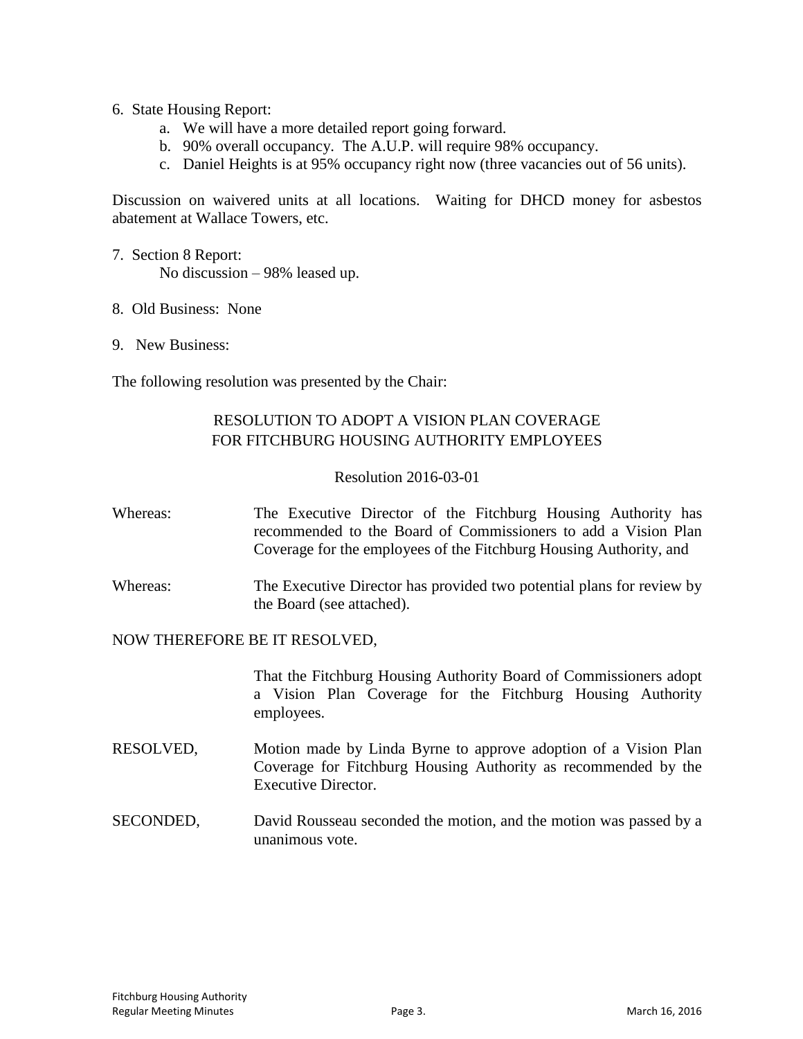6. State Housing Report:
   a. We will have a more detailed report going forward.
   b. 90% overall occupancy. The A.U.P. will require 98% occupancy.
   c. Daniel Heights is at 95% occupancy right now (three vacancies out of 56 units).

Discussion on waivered units at all locations. Waiting for DHCD money for asbestos abatement at Wallace Towers, etc.

7. Section 8 Report:
   No discussion – 98% leased up.

8. Old Business: None

9. New Business:

The following resolution was presented by the Chair:

RESOLUTION TO ADOPT A VISION PLAN COVERAGE FOR FITCHBURG HOUSING AUTHORITY EMPLOYEES

Resolution 2016-03-01

Whereas: The Executive Director of the Fitchburg Housing Authority has recommended to the Board of Commissioners to add a Vision Plan Coverage for the employees of the Fitchburg Housing Authority, and

Whereas: The Executive Director has provided two potential plans for review by the Board (see attached).

NOW THEREFORE BE IT RESOLVED,

That the Fitchburg Housing Authority Board of Commissioners adopt a Vision Plan Coverage for the Fitchburg Housing Authority employees.

RESOLVED, Motion made by Linda Byrne to approve adoption of a Vision Plan Coverage for Fitchburg Housing Authority as recommended by the Executive Director.

SECONDED, David Rousseau seconded the motion, and the motion was passed by a unanimous vote.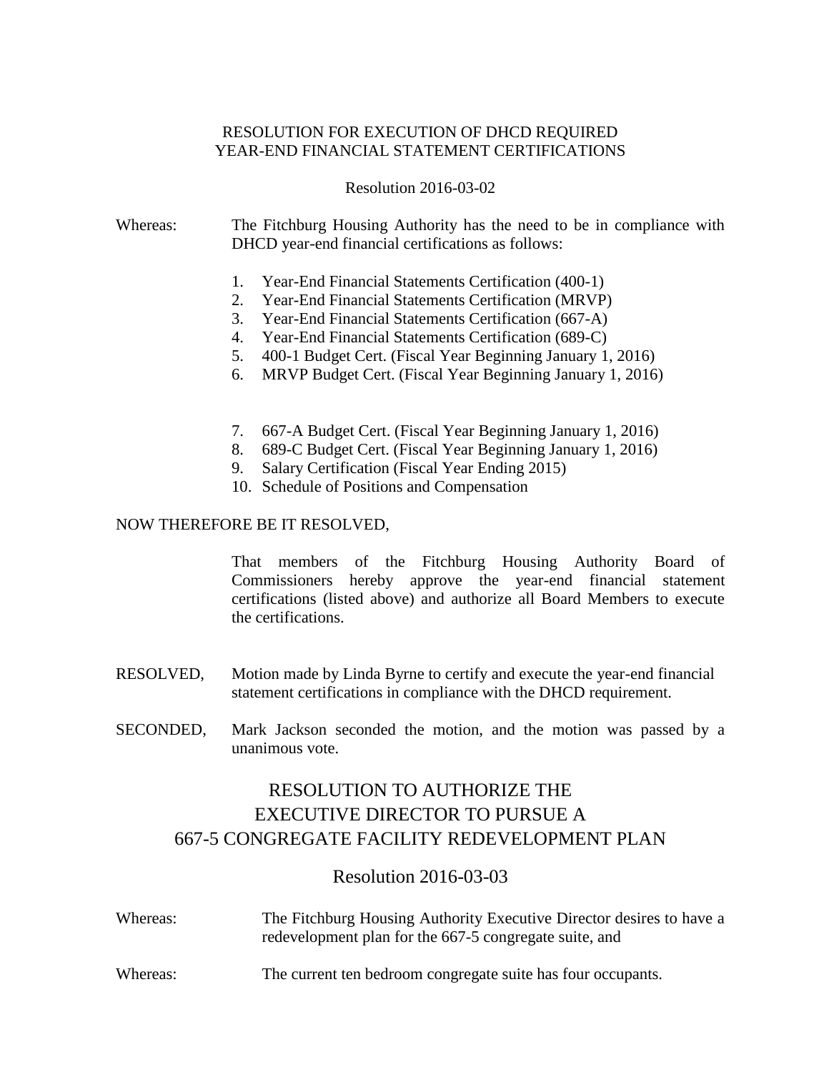RESOLUTION FOR EXECUTION OF DHCD REQUIRED
YEAR-END FINANCIAL STATEMENT CERTIFICATIONS

Resolution 2016-03-02

Whereas: The Fitchburg Housing Authority has the need to be in compliance with DHCD year-end financial certifications as follows:

1. Year-End Financial Statements Certification (400-1)
2. Year-End Financial Statements Certification (MRVP)
3. Year-End Financial Statements Certification (667-A)
4. Year-End Financial Statements Certification (689-C)
5. 400-1 Budget Cert. (Fiscal Year Beginning January 1, 2016)
6. MRVP Budget Cert. (Fiscal Year Beginning January 1, 2016)
7. 667-A Budget Cert. (Fiscal Year Beginning January 1, 2016)
8. 689-C Budget Cert. (Fiscal Year Beginning January 1, 2016)
9. Salary Certification (Fiscal Year Ending 2015)
10. Schedule of Positions and Compensation

NOW THEREFORE BE IT RESOLVED,

That members of the Fitchburg Housing Authority Board of Commissioners hereby approve the year-end financial statement certifications (listed above) and authorize all Board Members to execute the certifications.

RESOLVED, Motion made by Linda Byrne to certify and execute the year-end financial statement certifications in compliance with the DHCD requirement.

SECONDED, Mark Jackson seconded the motion, and the motion was passed by a unanimous vote.

## RESOLUTION TO AUTHORIZE THE EXECUTIVE DIRECTOR TO PURSUE A 667-5 CONGREGATE FACILITY REDEVELOPMENT PLAN

Resolution 2016-03-03

Whereas: The Fitchburg Housing Authority Executive Director desires to have a redevelopment plan for the 667-5 congregate suite, and

Whereas: The current ten bedroom congregate suite has four occupants.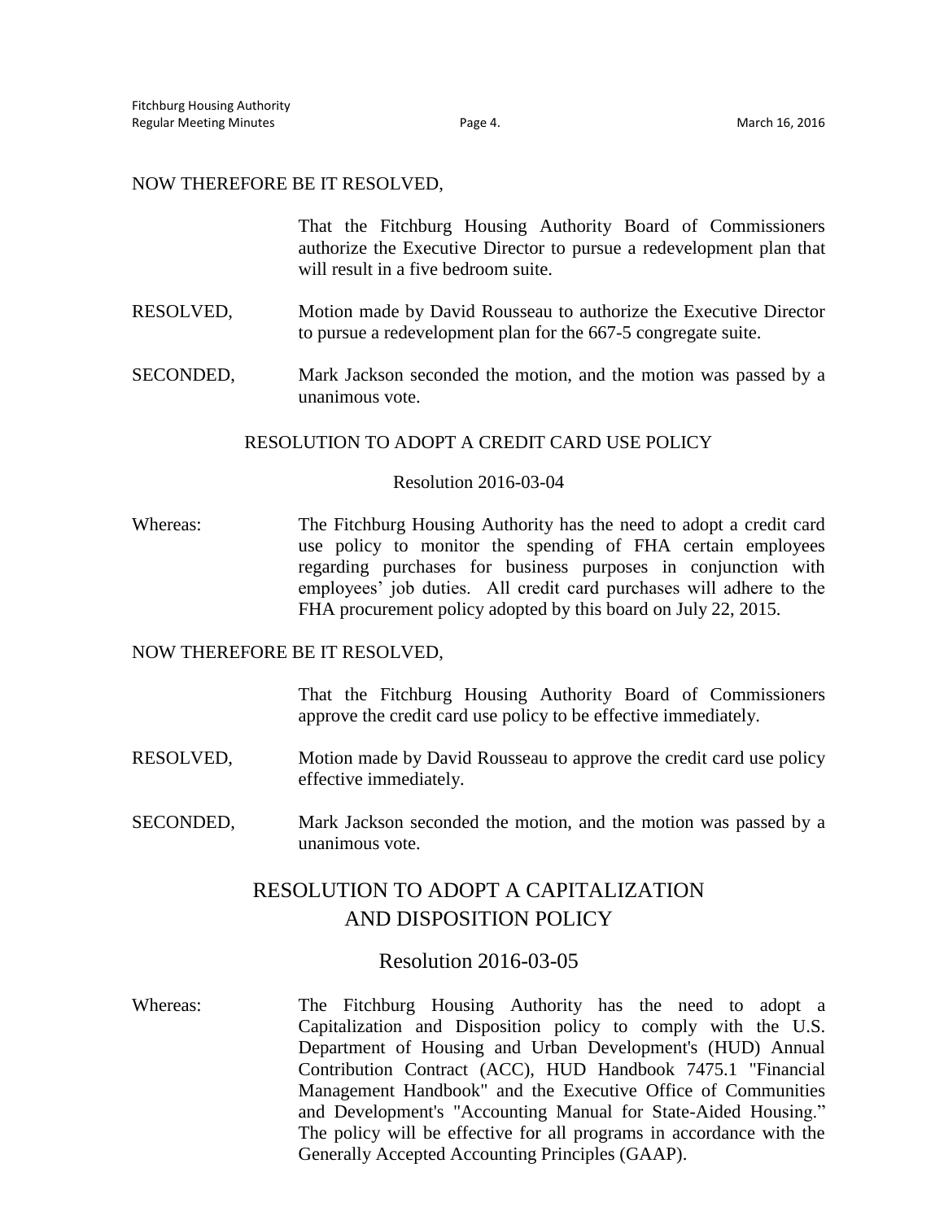NOW THEREFORE BE IT RESOLVED,

That the Fitchburg Housing Authority Board of Commissioners authorize the Executive Director to pursue a redevelopment plan that will result in a five bedroom suite.

RESOLVED, Motion made by David Rousseau to authorize the Executive Director to pursue a redevelopment plan for the 667-5 congregate suite.

SECONDED, Mark Jackson seconded the motion, and the motion was passed by a unanimous vote.

## RESOLUTION TO ADOPT A CREDIT CARD USE POLICY

### Resolution 2016-03-04

Whereas: The Fitchburg Housing Authority has the need to adopt a credit card use policy to monitor the spending of FHA certain employees regarding purchases for business purposes in conjunction with employees' job duties. All credit card purchases will adhere to the FHA procurement policy adopted by this board on July 22, 2015.

NOW THEREFORE BE IT RESOLVED,

That the Fitchburg Housing Authority Board of Commissioners approve the credit card use policy to be effective immediately.

RESOLVED, Motion made by David Rousseau to approve the credit card use policy effective immediately.

SECONDED, Mark Jackson seconded the motion, and the motion was passed by a unanimous vote.

## RESOLUTION TO ADOPT A CAPITALIZATION AND DISPOSITION POLICY

### Resolution 2016-03-05

Whereas: The Fitchburg Housing Authority has the need to adopt a Capitalization and Disposition policy to comply with the U.S. Department of Housing and Urban Development's (HUD) Annual Contribution Contract (ACC), HUD Handbook 7475.1 "Financial Management Handbook" and the Executive Office of Communities and Development's "Accounting Manual for State-Aided Housing." The policy will be effective for all programs in accordance with the Generally Accepted Accounting Principles (GAAP).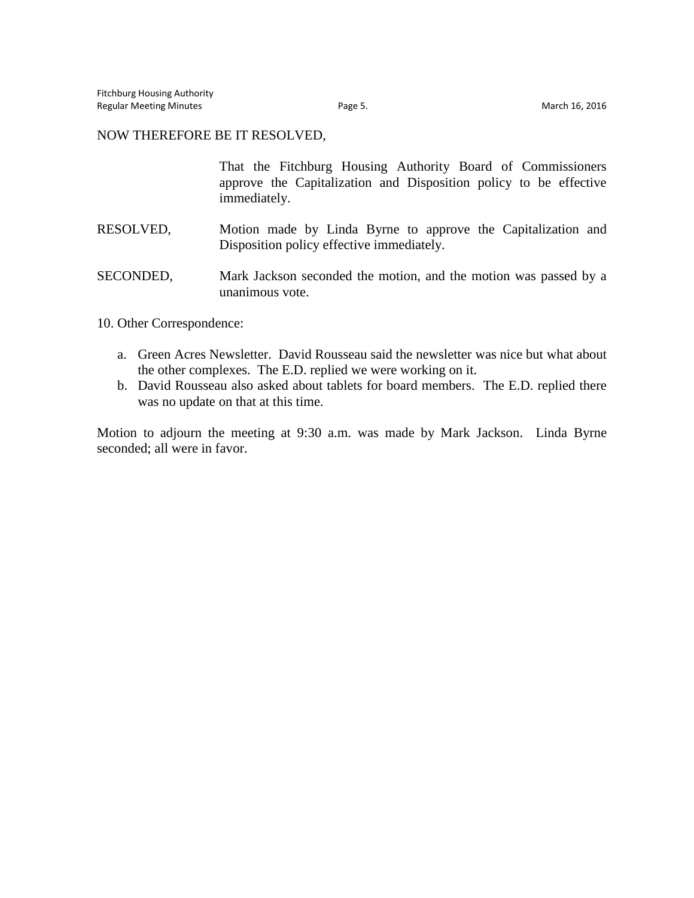NOW THEREFORE BE IT RESOLVED,

That the Fitchburg Housing Authority Board of Commissioners approve the Capitalization and Disposition policy to be effective immediately.

RESOLVED, Motion made by Linda Byrne to approve the Capitalization and Disposition policy effective immediately.

SECONDED, Mark Jackson seconded the motion, and the motion was passed by a unanimous vote.

10. Other Correspondence:

a. Green Acres Newsletter. David Rousseau said the newsletter was nice but what about the other complexes. The E.D. replied we were working on it.
b. David Rousseau also asked about tablets for board members. The E.D. replied there was no update on that at this time.

Motion to adjourn the meeting at 9:30 a.m. was made by Mark Jackson. Linda Byrne seconded; all were in favor.